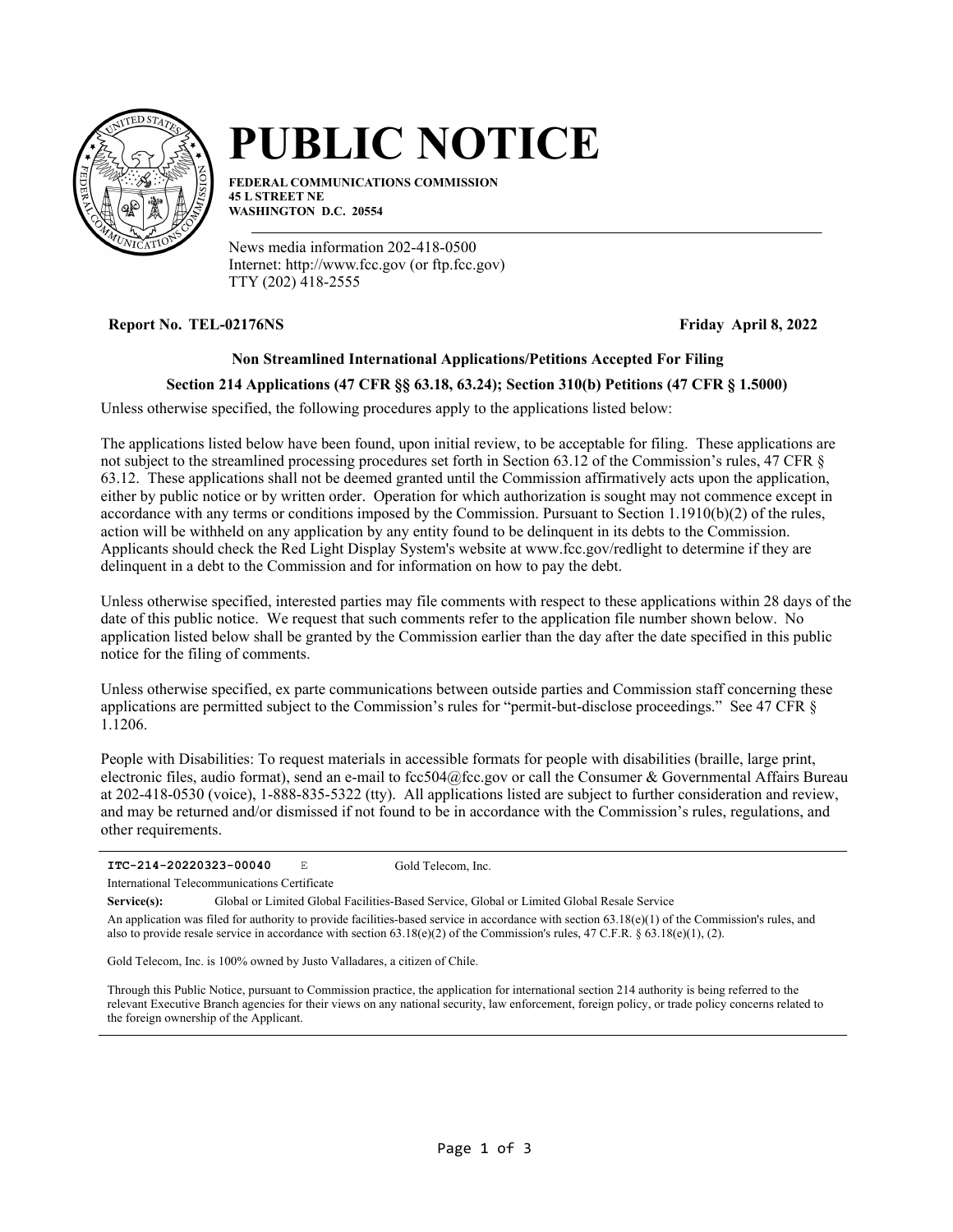# PUBLIC NOTICE

**FEDERAL COMMUNICATIONS COMMISSION**
**45 L STREET NE**
**WASHINGTON D.C. 20554**

News media information 202-418-0500
Internet: http://www.fcc.gov (or ftp.fcc.gov)
TTY (202) 418-2555

**Report No. TEL-02176NS** **Friday April 8, 2022**

**Non Streamlined International Applications/Petitions Accepted For Filing**

**Section 214 Applications (47 CFR §§ 63.18, 63.24); Section 310(b) Petitions (47 CFR § 1.5000)**

Unless otherwise specified, the following procedures apply to the applications listed below:

The applications listed below have been found, upon initial review, to be acceptable for filing. These applications are not subject to the streamlined processing procedures set forth in Section 63.12 of the Commission's rules, 47 CFR § 63.12. These applications shall not be deemed granted until the Commission affirmatively acts upon the application, either by public notice or by written order. Operation for which authorization is sought may not commence except in accordance with any terms or conditions imposed by the Commission. Pursuant to Section 1.1910(b)(2) of the rules, action will be withheld on any application by any entity found to be delinquent in its debts to the Commission. Applicants should check the Red Light Display System's website at www.fcc.gov/redlight to determine if they are delinquent in a debt to the Commission and for information on how to pay the debt.

Unless otherwise specified, interested parties may file comments with respect to these applications within 28 days of the date of this public notice. We request that such comments refer to the application file number shown below. No application listed below shall be granted by the Commission earlier than the day after the date specified in this public notice for the filing of comments.

Unless otherwise specified, ex parte communications between outside parties and Commission staff concerning these applications are permitted subject to the Commission's rules for "permit-but-disclose proceedings." See 47 CFR § 1.1206.

People with Disabilities: To request materials in accessible formats for people with disabilities (braille, large print, electronic files, audio format), send an e-mail to fcc504@fcc.gov or call the Consumer & Governmental Affairs Bureau at 202-418-0530 (voice), 1-888-835-5322 (tty). All applications listed are subject to further consideration and review, and may be returned and/or dismissed if not found to be in accordance with the Commission's rules, regulations, and other requirements.

---

**ITC-214-20220323-00040** E Gold Telecom, Inc.

International Telecommunications Certificate

**Service(s):** Global or Limited Global Facilities-Based Service, Global or Limited Global Resale Service

An application was filed for authority to provide facilities-based service in accordance with section 63.18(e)(1) of the Commission's rules, and also to provide resale service in accordance with section 63.18(e)(2) of the Commission's rules, 47 C.F.R. § 63.18(e)(1), (2).

Gold Telecom, Inc. is 100% owned by Justo Valladares, a citizen of Chile.

Through this Public Notice, pursuant to Commission practice, the application for international section 214 authority is being referred to the relevant Executive Branch agencies for their views on any national security, law enforcement, foreign policy, or trade policy concerns related to the foreign ownership of the Applicant.

---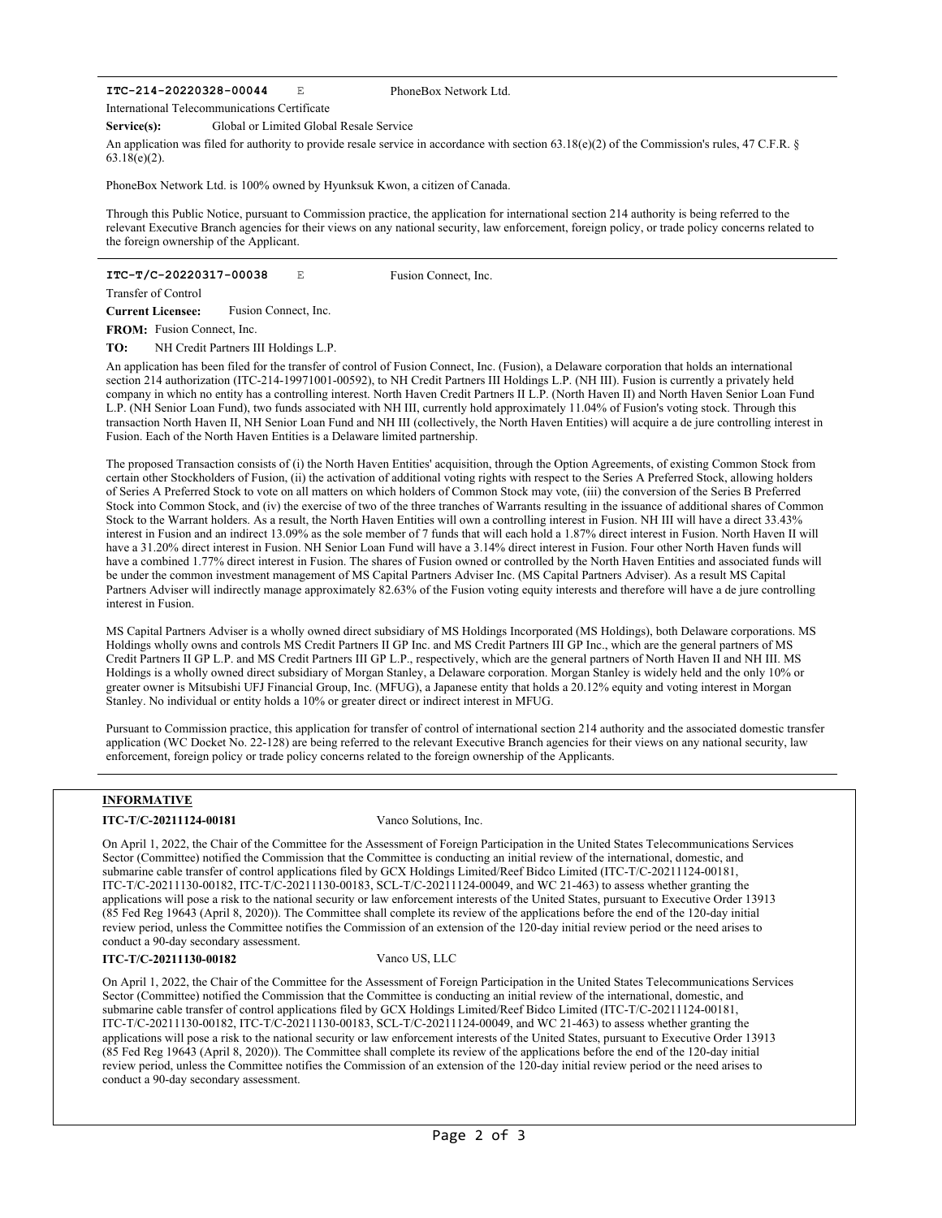**ITC-214-20220328-00044** E PhoneBox Network Ltd.

International Telecommunications Certificate

**Service(s):** Global or Limited Global Resale Service

An application was filed for authority to provide resale service in accordance with section 63.18(e)(2) of the Commission's rules, 47 C.F.R. § 63.18(e)(2).

PhoneBox Network Ltd. is 100% owned by Hyunksuk Kwon, a citizen of Canada.

Through this Public Notice, pursuant to Commission practice, the application for international section 214 authority is being referred to the relevant Executive Branch agencies for their views on any national security, law enforcement, foreign policy, or trade policy concerns related to the foreign ownership of the Applicant.

---

**ITC-T/C-20220317-00038** E Fusion Connect, Inc.

Transfer of Control

**Current Licensee:** Fusion Connect, Inc.

**FROM:** Fusion Connect, Inc.

**TO:** NH Credit Partners III Holdings L.P.

An application has been filed for the transfer of control of Fusion Connect, Inc. (Fusion), a Delaware corporation that holds an international section 214 authorization (ITC-214-19971001-00592), to NH Credit Partners III Holdings L.P. (NH III). Fusion is currently a privately held company in which no entity has a controlling interest. North Haven Credit Partners II L.P. (North Haven II) and North Haven Senior Loan Fund L.P. (NH Senior Loan Fund), two funds associated with NH III, currently hold approximately 11.04% of Fusion's voting stock. Through this transaction North Haven II, NH Senior Loan Fund and NH III (collectively, the North Haven Entities) will acquire a de jure controlling interest in Fusion. Each of the North Haven Entities is a Delaware limited partnership.

The proposed Transaction consists of (i) the North Haven Entities' acquisition, through the Option Agreements, of existing Common Stock from certain other Stockholders of Fusion, (ii) the activation of additional voting rights with respect to the Series A Preferred Stock, allowing holders of Series A Preferred Stock to vote on all matters on which holders of Common Stock may vote, (iii) the conversion of the Series B Preferred Stock into Common Stock, and (iv) the exercise of two of the three tranches of Warrants resulting in the issuance of additional shares of Common Stock to the Warrant holders. As a result, the North Haven Entities will own a controlling interest in Fusion. NH III will have a direct 33.43% interest in Fusion and an indirect 13.09% as the sole member of 7 funds that will each hold a 1.87% direct interest in Fusion. North Haven II will have a 31.20% direct interest in Fusion. NH Senior Loan Fund will have a 3.14% direct interest in Fusion. Four other North Haven funds will have a combined 1.77% direct interest in Fusion. The shares of Fusion owned or controlled by the North Haven Entities and associated funds will be under the common investment management of MS Capital Partners Adviser Inc. (MS Capital Partners Adviser). As a result MS Capital Partners Adviser will indirectly manage approximately 82.63% of the Fusion voting equity interests and therefore will have a de jure controlling interest in Fusion.

MS Capital Partners Adviser is a wholly owned direct subsidiary of MS Holdings Incorporated (MS Holdings), both Delaware corporations. MS Holdings wholly owns and controls MS Credit Partners II GP Inc. and MS Credit Partners III GP Inc., which are the general partners of MS Credit Partners II GP L.P. and MS Credit Partners III GP L.P., respectively, which are the general partners of North Haven II and NH III. MS Holdings is a wholly owned direct subsidiary of Morgan Stanley, a Delaware corporation. Morgan Stanley is widely held and the only 10% or greater owner is Mitsubishi UFJ Financial Group, Inc. (MFUG), a Japanese entity that holds a 20.12% equity and voting interest in Morgan Stanley. No individual or entity holds a 10% or greater direct or indirect interest in MFUG.

Pursuant to Commission practice, this application for transfer of control of international section 214 authority and the associated domestic transfer application (WC Docket No. 22-128) are being referred to the relevant Executive Branch agencies for their views on any national security, law enforcement, foreign policy or trade policy concerns related to the foreign ownership of the Applicants.

---

**INFORMATIVE**

**ITC-T/C-20211124-00181** Vanco Solutions, Inc.

On April 1, 2022, the Chair of the Committee for the Assessment of Foreign Participation in the United States Telecommunications Services Sector (Committee) notified the Commission that the Committee is conducting an initial review of the international, domestic, and submarine cable transfer of control applications filed by GCX Holdings Limited/Reef Bidco Limited (ITC-T/C-20211124-00181, ITC-T/C-20211130-00182, ITC-T/C-20211130-00183, SCL-T/C-20211124-00049, and WC 21-463) to assess whether granting the applications will pose a risk to the national security or law enforcement interests of the United States, pursuant to Executive Order 13913 (85 Fed Reg 19643 (April 8, 2020)). The Committee shall complete its review of the applications before the end of the 120-day initial review period, unless the Committee notifies the Commission of an extension of the 120-day initial review period or the need arises to conduct a 90-day secondary assessment.

**ITC-T/C-20211130-00182** Vanco US, LLC

On April 1, 2022, the Chair of the Committee for the Assessment of Foreign Participation in the United States Telecommunications Services Sector (Committee) notified the Commission that the Committee is conducting an initial review of the international, domestic, and submarine cable transfer of control applications filed by GCX Holdings Limited/Reef Bidco Limited (ITC-T/C-20211124-00181, ITC-T/C-20211130-00182, ITC-T/C-20211130-00183, SCL-T/C-20211124-00049, and WC 21-463) to assess whether granting the applications will pose a risk to the national security or law enforcement interests of the United States, pursuant to Executive Order 13913 (85 Fed Reg 19643 (April 8, 2020)). The Committee shall complete its review of the applications before the end of the 120-day initial review period, unless the Committee notifies the Commission of an extension of the 120-day initial review period or the need arises to conduct a 90-day secondary assessment.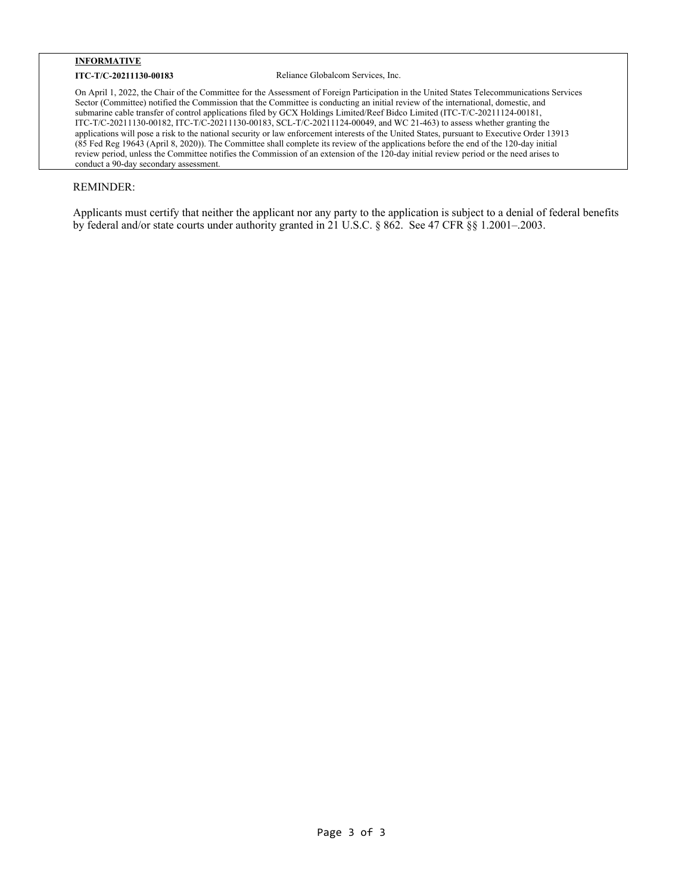**INFORMATIVE**

**ITC-T/C-20211130-00183** Reliance Globalcom Services, Inc.

On April 1, 2022, the Chair of the Committee for the Assessment of Foreign Participation in the United States Telecommunications Services Sector (Committee) notified the Commission that the Committee is conducting an initial review of the international, domestic, and submarine cable transfer of control applications filed by GCX Holdings Limited/Reef Bidco Limited (ITC-T/C-20211124-00181, ITC-T/C-20211130-00182, ITC-T/C-20211130-00183, SCL-T/C-20211124-00049, and WC 21-463) to assess whether granting the applications will pose a risk to the national security or law enforcement interests of the United States, pursuant to Executive Order 13913 (85 Fed Reg 19643 (April 8, 2020)). The Committee shall complete its review of the applications before the end of the 120-day initial review period, unless the Committee notifies the Commission of an extension of the 120-day initial review period or the need arises to conduct a 90-day secondary assessment.

REMINDER:

Applicants must certify that neither the applicant nor any party to the application is subject to a denial of federal benefits by federal and/or state courts under authority granted in 21 U.S.C. § 862. See 47 CFR §§ 1.2001–.2003.